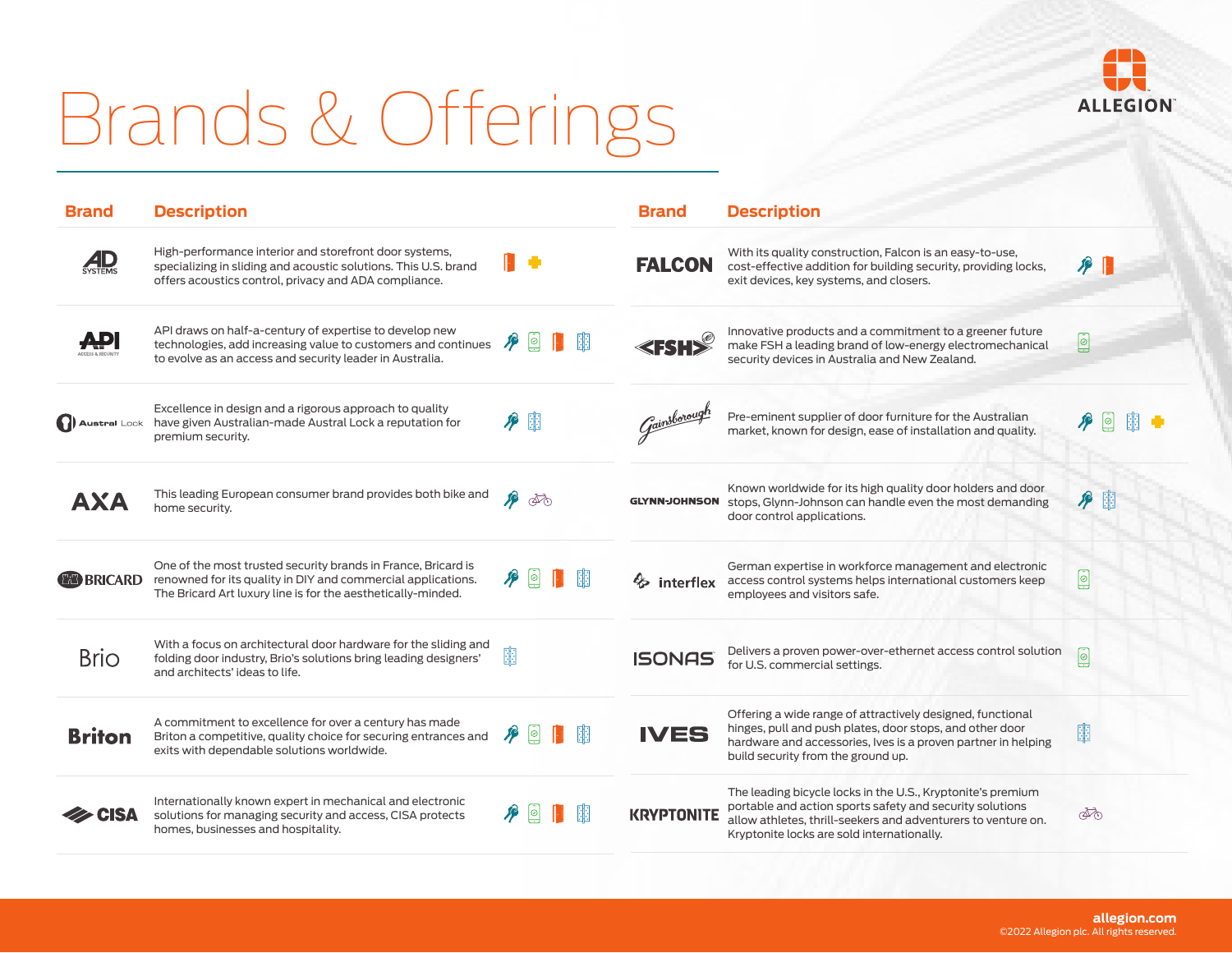# Brands & Offerings

| Brand | Description |
|---|---|
| AD SYSTEMS | High-performance interior and storefront door systems, specializing in sliding and acoustic solutions. This U.S. brand offers acoustics control, privacy and ADA compliance. |
| API | API draws on half-a-century of expertise to develop new technologies, add increasing value to customers and continues to evolve as an access and security leader in Australia. |
| Austral Lock | Excellence in design and a rigorous approach to quality have given Australian-made Austral Lock a reputation for premium security. |
| AXA | This leading European consumer brand provides both bike and home security. |
| BRICARD | One of the most trusted security brands in France, Bricard is renowned for its quality in DIY and commercial applications. The Bricard Art luxury line is for the aesthetically-minded. |
| Brio | With a focus on architectural door hardware for the sliding and folding door industry, Brio's solutions bring leading designers' and architects' ideas to life. |
| Briton | A commitment to excellence for over a century has made Briton a competitive, quality choice for securing entrances and exits with dependable solutions worldwide. |
| CISA | Internationally known expert in mechanical and electronic solutions for managing security and access, CISA protects homes, businesses and hospitality. |
| FALCON | With its quality construction, Falcon is an easy-to-use, cost-effective addition for building security, providing locks, exit devices, key systems, and closers. |
| FSH | Innovative products and a commitment to a greener future make FSH a leading brand of low-energy electromechanical security devices in Australia and New Zealand. |
| Gainsborough | Pre-eminent supplier of door furniture for the Australian market, known for design, ease of installation and quality. |
| GLYNN-JOHNSON | Known worldwide for its high quality door holders and door stops, Glynn-Johnson can handle even the most demanding door control applications. |
| interflex | German expertise in workforce management and electronic access control systems helps international customers keep employees and visitors safe. |
| ISONAS | Delivers a proven power-over-ethernet access control solution for U.S. commercial settings. |
| IVES | Offering a wide range of attractively designed, functional hinges, pull and push plates, door stops, and other door hardware and accessories, Ives is a proven partner in helping build security from the ground up. |
| KRYPTONITE | The leading bicycle locks in the U.S., Kryptonite's premium portable and action sports safety and security solutions allow athletes, thrill-seekers and adventurers to venture on. Kryptonite locks are sold internationally. |

allegion.com
©2022 Allegion plc. All rights reserved.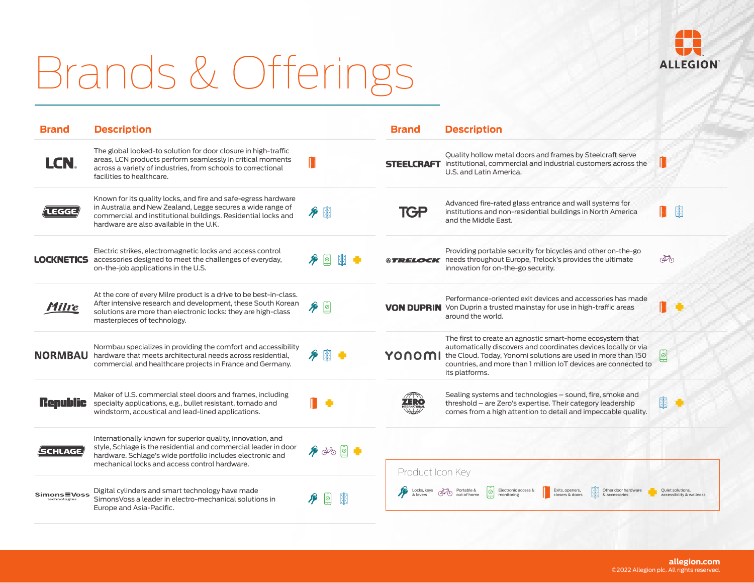# Brands & Offerings

ALLEGION™

| Brand | Description | Products |
|---|---|---|
| LCN | The global looked-to solution for door closure in high-traffic areas, LCN products perform seamlessly in critical moments across a variety of industries, from schools to correctional facilities to healthcare. | Exits, openers, closers & doors |
| LEGGE | Known for its quality locks, and fire and safe-egress hardware in Australia and New Zealand, Legge secures a wide range of commercial and institutional buildings. Residential locks and hardware are also available in the U.K. | Locks, keys & levers; Other door hardware & accessories |
| LOCKNETICS | Electric strikes, electromagnetic locks and access control accessories designed to meet the challenges of everyday, on-the-job applications in the U.S. | Locks, keys & levers; Electronic access & monitoring; Other door hardware & accessories; Quiet solutions, accessibility & wellness |
| Milre | At the core of every Milre product is a drive to be best-in-class. After intensive research and development, these South Korean solutions are more than electronic locks: they are high-class masterpieces of technology. | Locks, keys & levers; Electronic access & monitoring |
| NORMBAU | Normbau specializes in providing the comfort and accessibility hardware that meets architectural needs across residential, commercial and healthcare projects in France and Germany. | Locks, keys & levers; Other door hardware & accessories; Quiet solutions, accessibility & wellness |
| Republic | Maker of U.S. commercial steel doors and frames, including specialty applications, e.g., bullet resistant, tornado and windstorm, acoustical and lead-lined applications. | Exits, openers, closers & doors; Quiet solutions, accessibility & wellness |
| SCHLAGE | Internationally known for superior quality, innovation, and style, Schlage is the residential and commercial leader in door hardware. Schlage's wide portfolio includes electronic and mechanical locks and access control hardware. | Locks, keys & levers; Portable & out of home; Electronic access & monitoring; Quiet solutions, accessibility & wellness |
| SimonsVoss technologies | Digital cylinders and smart technology have made SimonsVoss a leader in electro-mechanical solutions in Europe and Asia-Pacific. | Locks, keys & levers; Electronic access & monitoring; Other door hardware & accessories |
| STEELCRAFT | Quality hollow metal doors and frames by Steelcraft serve institutional, commercial and industrial customers across the U.S. and Latin America. | Exits, openers, closers & doors |
| TGP | Advanced fire-rated glass entrance and wall systems for institutions and non-residential buildings in North America and the Middle East. | Exits, openers, closers & doors; Other door hardware & accessories |
| TRELOCK | Providing portable security for bicycles and other on-the-go needs throughout Europe, Trelock's provides the ultimate innovation for on-the-go security. | Portable & out of home |
| VON DUPRIN | Performance-oriented exit devices and accessories has made Von Duprin a trusted mainstay for use in high-traffic areas around the world. | Exits, openers, closers & doors; Quiet solutions, accessibility & wellness |
| yonomi | The first to create an agnostic smart-home ecosystem that automatically discovers and coordinates devices locally or via the Cloud. Today, Yonomi solutions are used in more than 150 countries, and more than 1 million IoT devices are connected to its platforms. | Electronic access & monitoring |
| ZERO INTERNATIONAL | Sealing systems and technologies – sound, fire, smoke and threshold – are Zero's expertise. Their category leadership comes from a high attention to detail and impeccable quality. | Other door hardware & accessories; Quiet solutions, accessibility & wellness |

**Product Icon Key**

- Locks, keys & levers
- Portable & out of home
- Electronic access & monitoring
- Exits, openers, closers & doors
- Other door hardware & accessories
- Quiet solutions, accessibility & wellness

**allegion.com**
©2022 Allegion plc. All rights reserved.